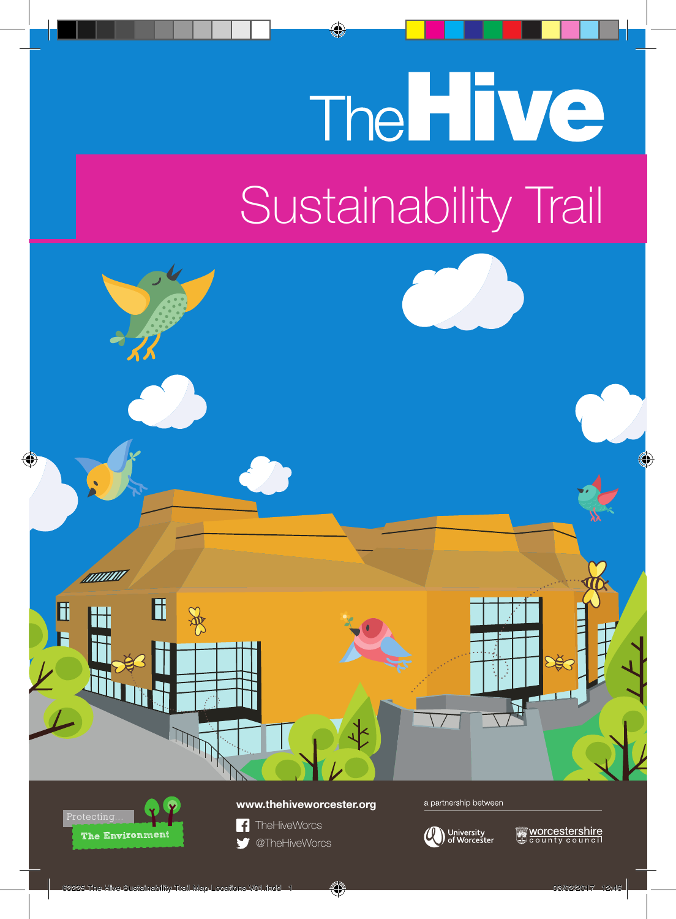# The Hive

## Sustainability Trail

Protecting...

The Environment

**www.thehiveworcester.org**

TheHiveWorcs

@TheHiveWorcs

a partnership between

University of Worcester

worcestershire county council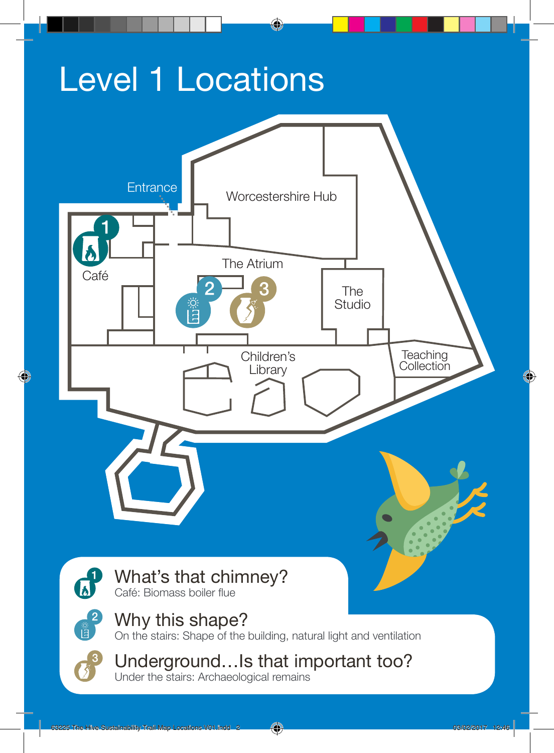# Level 1 Locations

Entrance

Worcestershire Hub

Café

The Atrium

The Studio

Children's Library

Teaching Collection

1. **What's that chimney?**
   Café: Biomass boiler flue
2. **Why this shape?**
   On the stairs: Shape of the building, natural light and ventilation
3. **Underground…Is that important too?**
   Under the stairs: Archaeological remains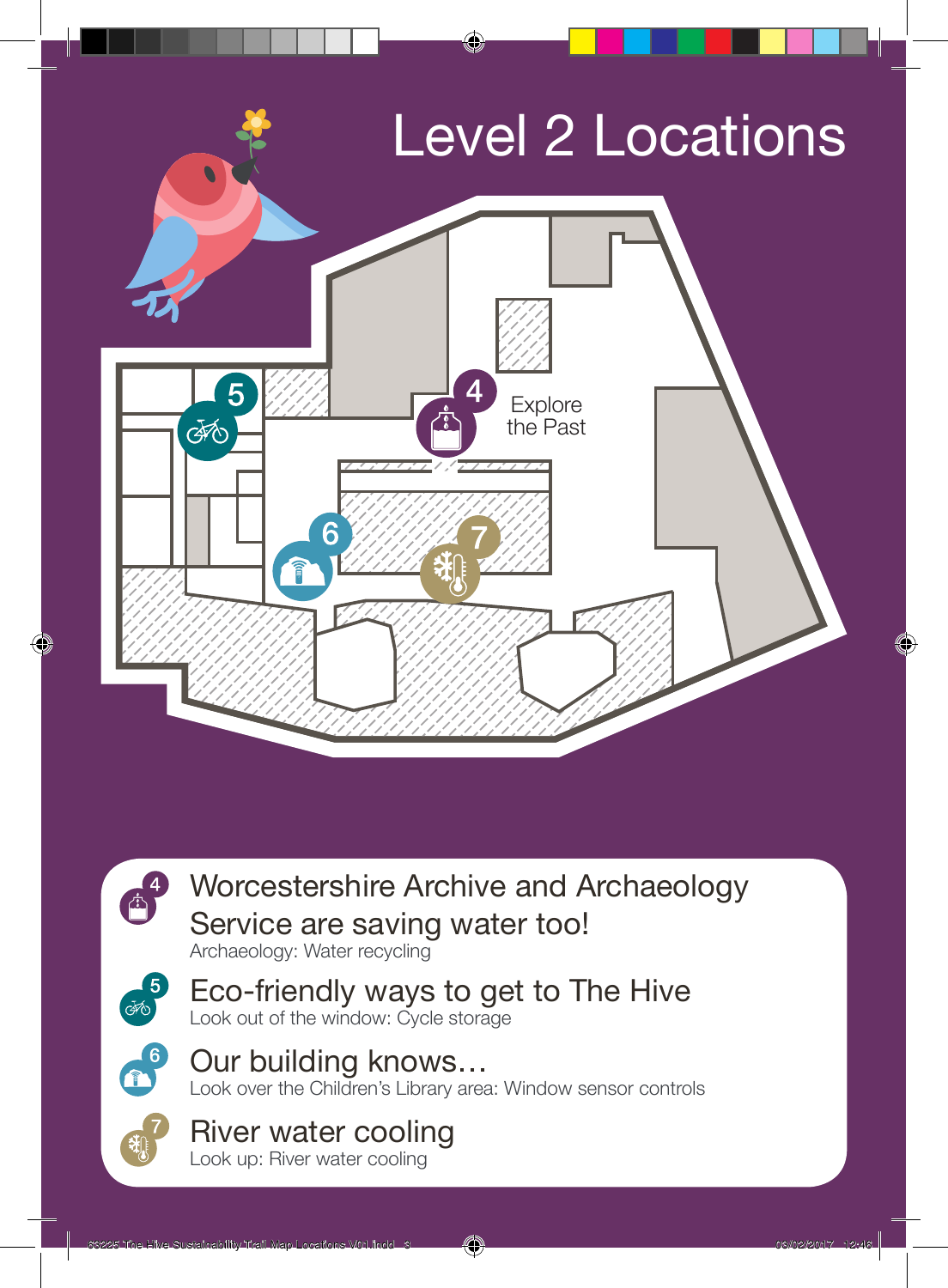# Level 2 Locations

Explore the Past

**4** Worcestershire Archive and Archaeology Service are saving water too!
Archaeology: Water recycling

**5** Eco-friendly ways to get to The Hive
Look out of the window: Cycle storage

**6** Our building knows…
Look over the Children's Library area: Window sensor controls

**7** River water cooling
Look up: River water cooling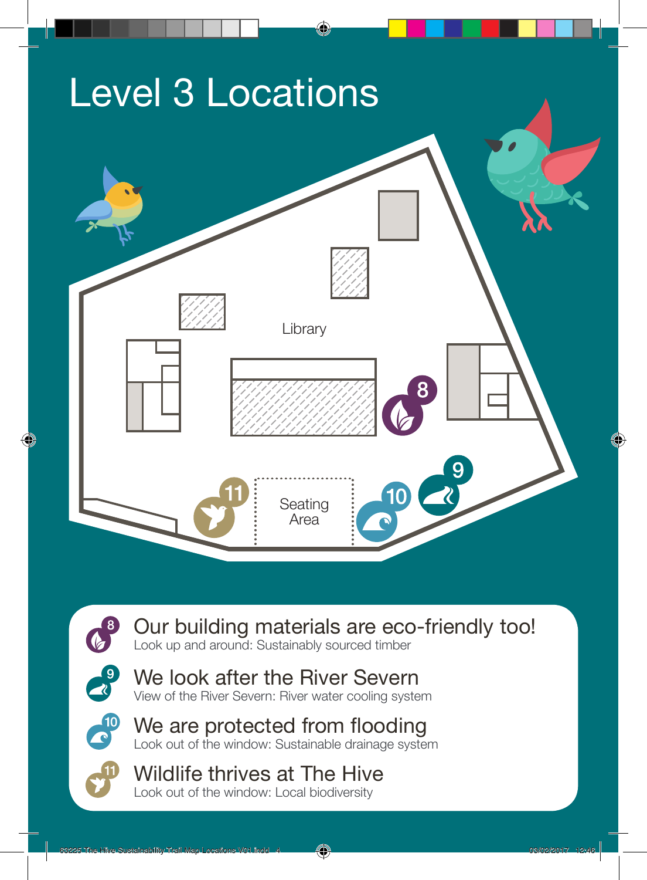# Level 3 Locations

Library

Seating Area

8 **Our building materials are eco-friendly too!**
Look up and around: Sustainably sourced timber

9 **We look after the River Severn**
View of the River Severn: River water cooling system

10 **We are protected from flooding**
Look out of the window: Sustainable drainage system

11 **Wildlife thrives at The Hive**
Look out of the window: Local biodiversity